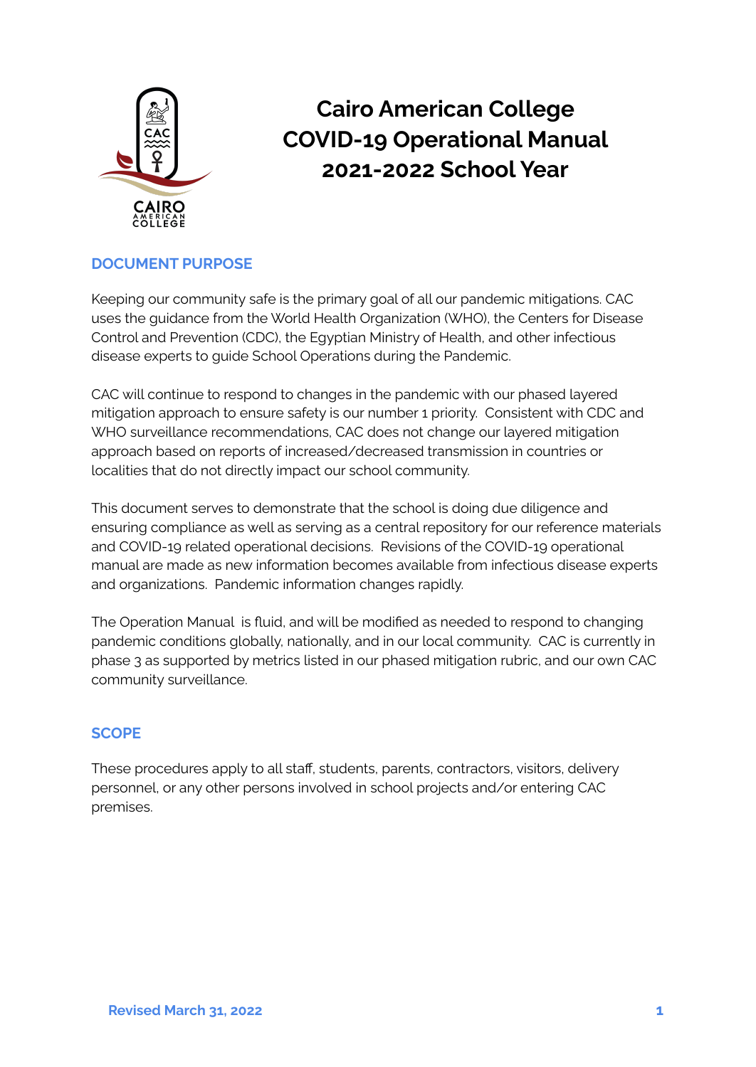# Cairo American College COVID-19 Operational Manual 2021-2022 School Year

## DOCUMENT PURPOSE

Keeping our community safe is the primary goal of all our pandemic mitigations. CAC uses the guidance from the World Health Organization (WHO), the Centers for Disease Control and Prevention (CDC), the Egyptian Ministry of Health, and other infectious disease experts to guide School Operations during the Pandemic.

CAC will continue to respond to changes in the pandemic with our phased layered mitigation approach to ensure safety is our number 1 priority. Consistent with CDC and WHO surveillance recommendations, CAC does not change our layered mitigation approach based on reports of increased/decreased transmission in countries or localities that do not directly impact our school community.

This document serves to demonstrate that the school is doing due diligence and ensuring compliance as well as serving as a central repository for our reference materials and COVID-19 related operational decisions. Revisions of the COVID-19 operational manual are made as new information becomes available from infectious disease experts and organizations. Pandemic information changes rapidly.

The Operation Manual is fluid, and will be modified as needed to respond to changing pandemic conditions globally, nationally, and in our local community. CAC is currently in phase 3 as supported by metrics listed in our phased mitigation rubric, and our own CAC community surveillance.

## SCOPE

These procedures apply to all staff, students, parents, contractors, visitors, delivery personnel, or any other persons involved in school projects and/or entering CAC premises.

Revised March 31, 2022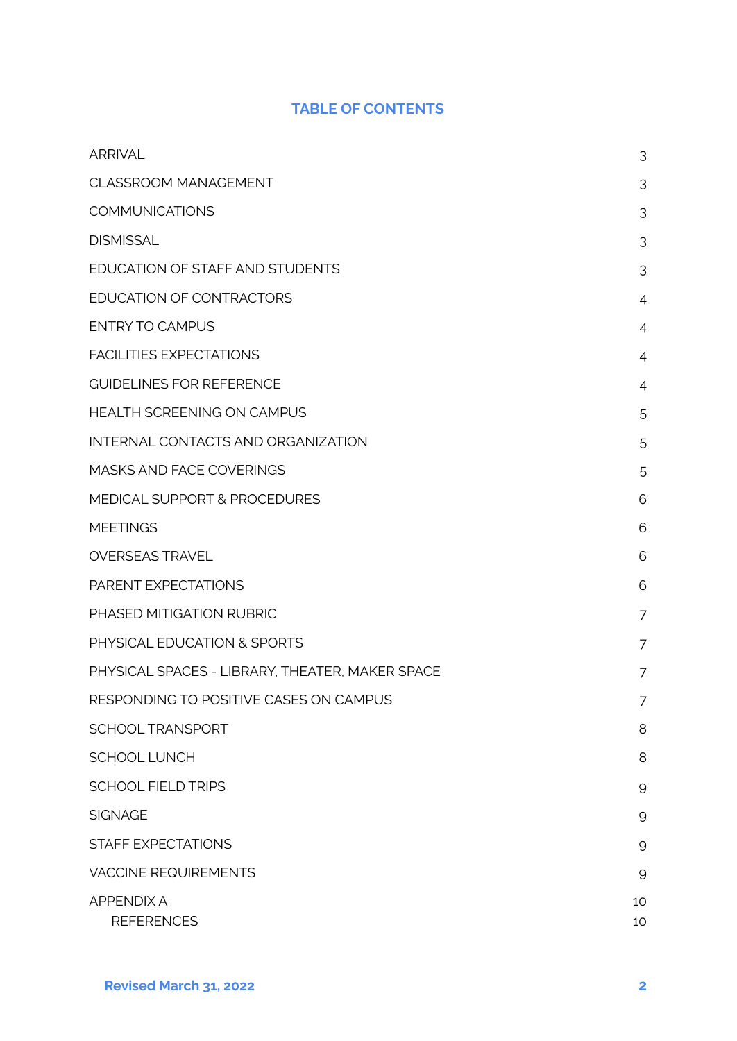## TABLE OF CONTENTS

| | |
|---|---|
| ARRIVAL | 3 |
| CLASSROOM MANAGEMENT | 3 |
| COMMUNICATIONS | 3 |
| DISMISSAL | 3 |
| EDUCATION OF STAFF AND STUDENTS | 3 |
| EDUCATION OF CONTRACTORS | 4 |
| ENTRY TO CAMPUS | 4 |
| FACILITIES EXPECTATIONS | 4 |
| GUIDELINES FOR REFERENCE | 4 |
| HEALTH SCREENING ON CAMPUS | 5 |
| INTERNAL CONTACTS AND ORGANIZATION | 5 |
| MASKS AND FACE COVERINGS | 5 |
| MEDICAL SUPPORT & PROCEDURES | 6 |
| MEETINGS | 6 |
| OVERSEAS TRAVEL | 6 |
| PARENT EXPECTATIONS | 6 |
| PHASED MITIGATION RUBRIC | 7 |
| PHYSICAL EDUCATION & SPORTS | 7 |
| PHYSICAL SPACES - LIBRARY, THEATER, MAKER SPACE | 7 |
| RESPONDING TO POSITIVE CASES ON CAMPUS | 7 |
| SCHOOL TRANSPORT | 8 |
| SCHOOL LUNCH | 8 |
| SCHOOL FIELD TRIPS | 9 |
| SIGNAGE | 9 |
| STAFF EXPECTATIONS | 9 |
| VACCINE REQUIREMENTS | 9 |
| APPENDIX A | 10 |
| REFERENCES | 10 |

Revised March 31, 2022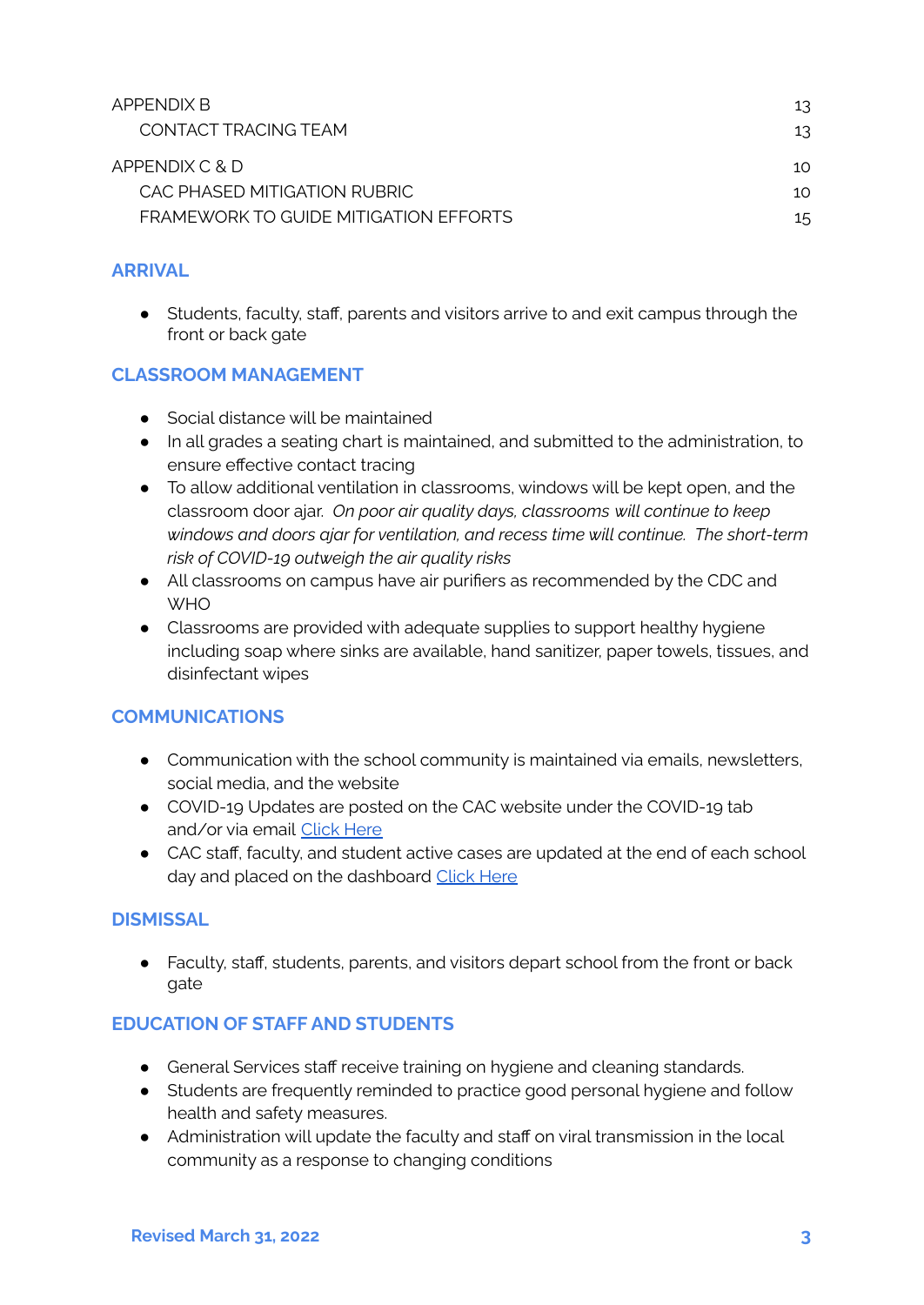| | |
|---|---|
| APPENDIX B | 13 |
| CONTACT TRACING TEAM | 13 |
| APPENDIX C & D | 10 |
| CAC PHASED MITIGATION RUBRIC | 10 |
| FRAMEWORK TO GUIDE MITIGATION EFFORTS | 15 |

## ARRIVAL

- Students, faculty, staff, parents and visitors arrive to and exit campus through the front or back gate

## CLASSROOM MANAGEMENT

- Social distance will be maintained
- In all grades a seating chart is maintained, and submitted to the administration, to ensure effective contact tracing
- To allow additional ventilation in classrooms, windows will be kept open, and the classroom door ajar. *On poor air quality days, classrooms will continue to keep windows and doors ajar for ventilation, and recess time will continue. The short-term risk of COVID-19 outweigh the air quality risks*
- All classrooms on campus have air purifiers as recommended by the CDC and WHO
- Classrooms are provided with adequate supplies to support healthy hygiene including soap where sinks are available, hand sanitizer, paper towels, tissues, and disinfectant wipes

## COMMUNICATIONS

- Communication with the school community is maintained via emails, newsletters, social media, and the website
- COVID-19 Updates are posted on the CAC website under the COVID-19 tab and/or via email Click Here
- CAC staff, faculty, and student active cases are updated at the end of each school day and placed on the dashboard Click Here

## DISMISSAL

- Faculty, staff, students, parents, and visitors depart school from the front or back gate

## EDUCATION OF STAFF AND STUDENTS

- General Services staff receive training on hygiene and cleaning standards.
- Students are frequently reminded to practice good personal hygiene and follow health and safety measures.
- Administration will update the faculty and staff on viral transmission in the local community as a response to changing conditions

Revised March 31, 2022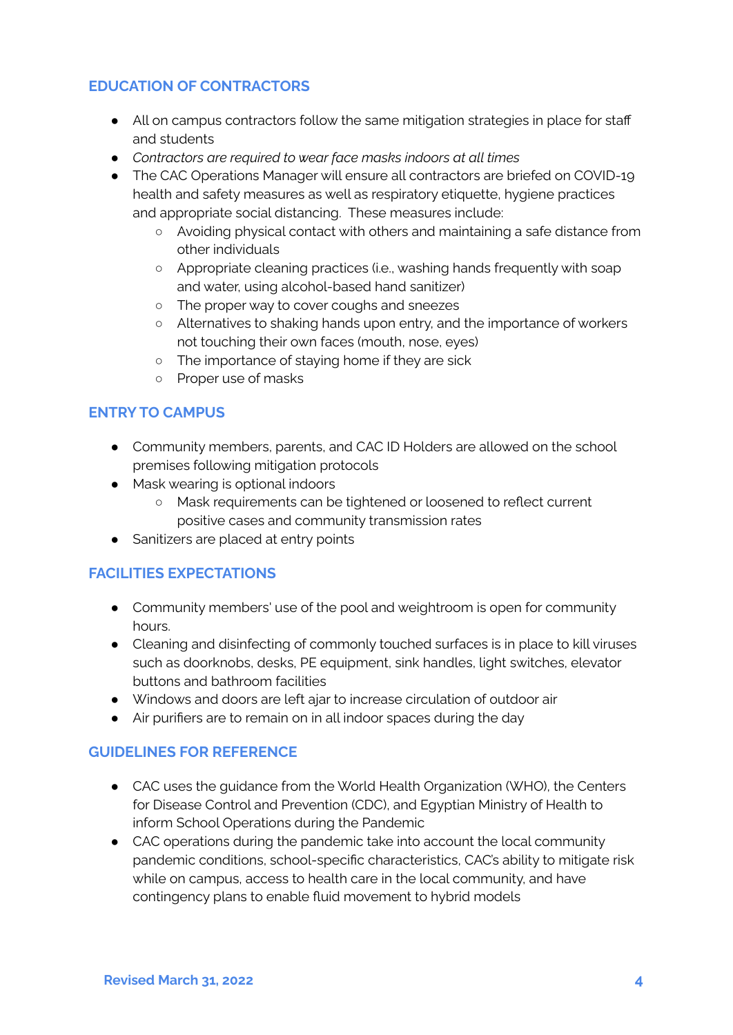## EDUCATION OF CONTRACTORS

- All on campus contractors follow the same mitigation strategies in place for staff and students
- *Contractors are required to wear face masks indoors at all times*
- The CAC Operations Manager will ensure all contractors are briefed on COVID-19 health and safety measures as well as respiratory etiquette, hygiene practices and appropriate social distancing. These measures include:
  - Avoiding physical contact with others and maintaining a safe distance from other individuals
  - Appropriate cleaning practices (i.e., washing hands frequently with soap and water, using alcohol-based hand sanitizer)
  - The proper way to cover coughs and sneezes
  - Alternatives to shaking hands upon entry, and the importance of workers not touching their own faces (mouth, nose, eyes)
  - The importance of staying home if they are sick
  - Proper use of masks

## ENTRY TO CAMPUS

- Community members, parents, and CAC ID Holders are allowed on the school premises following mitigation protocols
- Mask wearing is optional indoors
  - Mask requirements can be tightened or loosened to reflect current positive cases and community transmission rates
- Sanitizers are placed at entry points

## FACILITIES EXPECTATIONS

- Community members' use of the pool and weightroom is open for community hours.
- Cleaning and disinfecting of commonly touched surfaces is in place to kill viruses such as doorknobs, desks, PE equipment, sink handles, light switches, elevator buttons and bathroom facilities
- Windows and doors are left ajar to increase circulation of outdoor air
- Air purifiers are to remain on in all indoor spaces during the day

## GUIDELINES FOR REFERENCE

- CAC uses the guidance from the World Health Organization (WHO), the Centers for Disease Control and Prevention (CDC), and Egyptian Ministry of Health to inform School Operations during the Pandemic
- CAC operations during the pandemic take into account the local community pandemic conditions, school-specific characteristics, CAC's ability to mitigate risk while on campus, access to health care in the local community, and have contingency plans to enable fluid movement to hybrid models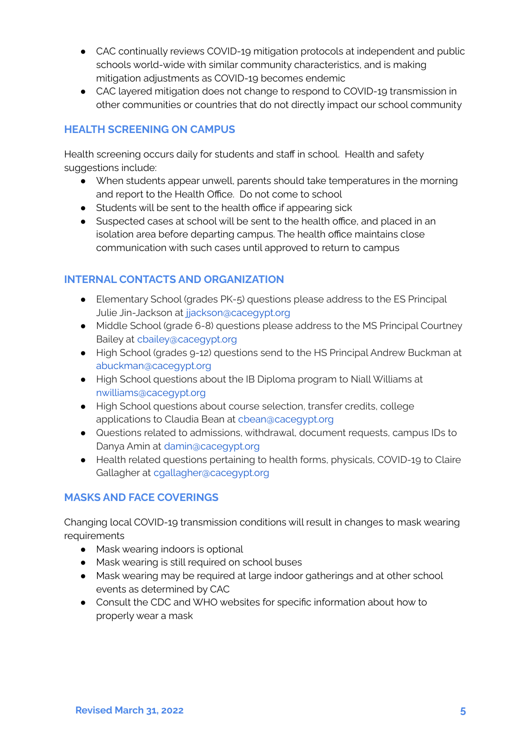- CAC continually reviews COVID-19 mitigation protocols at independent and public schools world-wide with similar community characteristics, and is making mitigation adjustments as COVID-19 becomes endemic
- CAC layered mitigation does not change to respond to COVID-19 transmission in other communities or countries that do not directly impact our school community

## HEALTH SCREENING ON CAMPUS

Health screening occurs daily for students and staff in school. Health and safety suggestions include:

- When students appear unwell, parents should take temperatures in the morning and report to the Health Office. Do not come to school
- Students will be sent to the health office if appearing sick
- Suspected cases at school will be sent to the health office, and placed in an isolation area before departing campus. The health office maintains close communication with such cases until approved to return to campus

## INTERNAL CONTACTS AND ORGANIZATION

- Elementary School (grades PK-5) questions please address to the ES Principal Julie Jin-Jackson at jjackson@cacegypt.org
- Middle School (grade 6-8) questions please address to the MS Principal Courtney Bailey at cbailey@cacegypt.org
- High School (grades 9-12) questions send to the HS Principal Andrew Buckman at abuckman@cacegypt.org
- High School questions about the IB Diploma program to Niall Williams at nwilliams@cacegypt.org
- High School questions about course selection, transfer credits, college applications to Claudia Bean at cbean@cacegypt.org
- Questions related to admissions, withdrawal, document requests, campus IDs to Danya Amin at damin@cacegypt.org
- Health related questions pertaining to health forms, physicals, COVID-19 to Claire Gallagher at cgallagher@cacegypt.org

## MASKS AND FACE COVERINGS

Changing local COVID-19 transmission conditions will result in changes to mask wearing requirements

- Mask wearing indoors is optional
- Mask wearing is still required on school buses
- Mask wearing may be required at large indoor gatherings and at other school events as determined by CAC
- Consult the CDC and WHO websites for specific information about how to properly wear a mask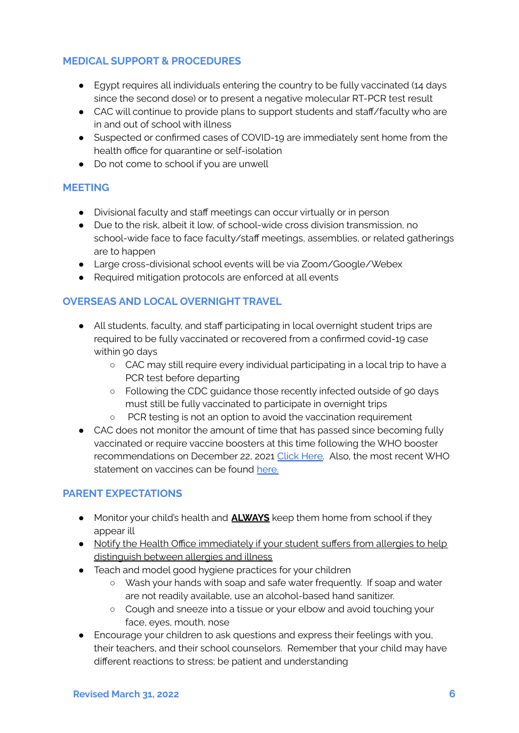## MEDICAL SUPPORT & PROCEDURES

- Egypt requires all individuals entering the country to be fully vaccinated (14 days since the second dose) or to present a negative molecular RT-PCR test result
- CAC will continue to provide plans to support students and staff/faculty who are in and out of school with illness
- Suspected or confirmed cases of COVID-19 are immediately sent home from the health office for quarantine or self-isolation
- Do not come to school if you are unwell

## MEETING

- Divisional faculty and staff meetings can occur virtually or in person
- Due to the risk, albeit it low, of school-wide cross division transmission, no school-wide face to face faculty/staff meetings, assemblies, or related gatherings are to happen
- Large cross-divisional school events will be via Zoom/Google/Webex
- Required mitigation protocols are enforced at all events

## OVERSEAS AND LOCAL OVERNIGHT TRAVEL

- All students, faculty, and staff participating in local overnight student trips are required to be fully vaccinated or recovered from a confirmed covid-19 case within 90 days
  - CAC may still require every individual participating in a local trip to have a PCR test before departing
  - Following the CDC guidance those recently infected outside of 90 days must still be fully vaccinated to participate in overnight trips
  - PCR testing is not an option to avoid the vaccination requirement
- CAC does not monitor the amount of time that has passed since becoming fully vaccinated or require vaccine boosters at this time following the WHO booster recommendations on December 22, 2021 Click Here. Also, the most recent WHO statement on vaccines can be found here.

## PARENT EXPECTATIONS

- Monitor your child's health and **ALWAYS** keep them home from school if they appear ill
- Notify the Health Office immediately if your student suffers from allergies to help distinguish between allergies and illness
- Teach and model good hygiene practices for your children
  - Wash your hands with soap and safe water frequently. If soap and water are not readily available, use an alcohol-based hand sanitizer.
  - Cough and sneeze into a tissue or your elbow and avoid touching your face, eyes, mouth, nose
- Encourage your children to ask questions and express their feelings with you, their teachers, and their school counselors. Remember that your child may have different reactions to stress; be patient and understanding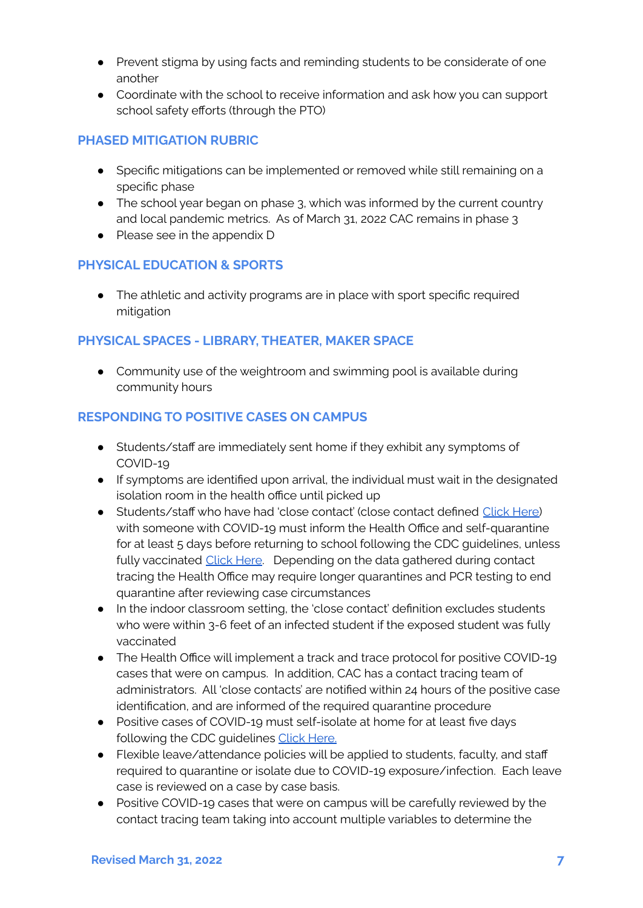- Prevent stigma by using facts and reminding students to be considerate of one another
- Coordinate with the school to receive information and ask how you can support school safety efforts (through the PTO)

## PHASED MITIGATION RUBRIC

- Specific mitigations can be implemented or removed while still remaining on a specific phase
- The school year began on phase 3, which was informed by the current country and local pandemic metrics. As of March 31, 2022 CAC remains in phase 3
- Please see in the appendix D

## PHYSICAL EDUCATION & SPORTS

- The athletic and activity programs are in place with sport specific required mitigation

## PHYSICAL SPACES - LIBRARY, THEATER, MAKER SPACE

- Community use of the weightroom and swimming pool is available during community hours

## RESPONDING TO POSITIVE CASES ON CAMPUS

- Students/staff are immediately sent home if they exhibit any symptoms of COVID-19
- If symptoms are identified upon arrival, the individual must wait in the designated isolation room in the health office until picked up
- Students/staff who have had 'close contact' (close contact defined Click Here) with someone with COVID-19 must inform the Health Office and self-quarantine for at least 5 days before returning to school following the CDC guidelines, unless fully vaccinated Click Here. Depending on the data gathered during contact tracing the Health Office may require longer quarantines and PCR testing to end quarantine after reviewing case circumstances
- In the indoor classroom setting, the 'close contact' definition excludes students who were within 3-6 feet of an infected student if the exposed student was fully vaccinated
- The Health Office will implement a track and trace protocol for positive COVID-19 cases that were on campus. In addition, CAC has a contact tracing team of administrators. All 'close contacts' are notified within 24 hours of the positive case identification, and are informed of the required quarantine procedure
- Positive cases of COVID-19 must self-isolate at home for at least five days following the CDC guidelines Click Here.
- Flexible leave/attendance policies will be applied to students, faculty, and staff required to quarantine or isolate due to COVID-19 exposure/infection. Each leave case is reviewed on a case by case basis.
- Positive COVID-19 cases that were on campus will be carefully reviewed by the contact tracing team taking into account multiple variables to determine the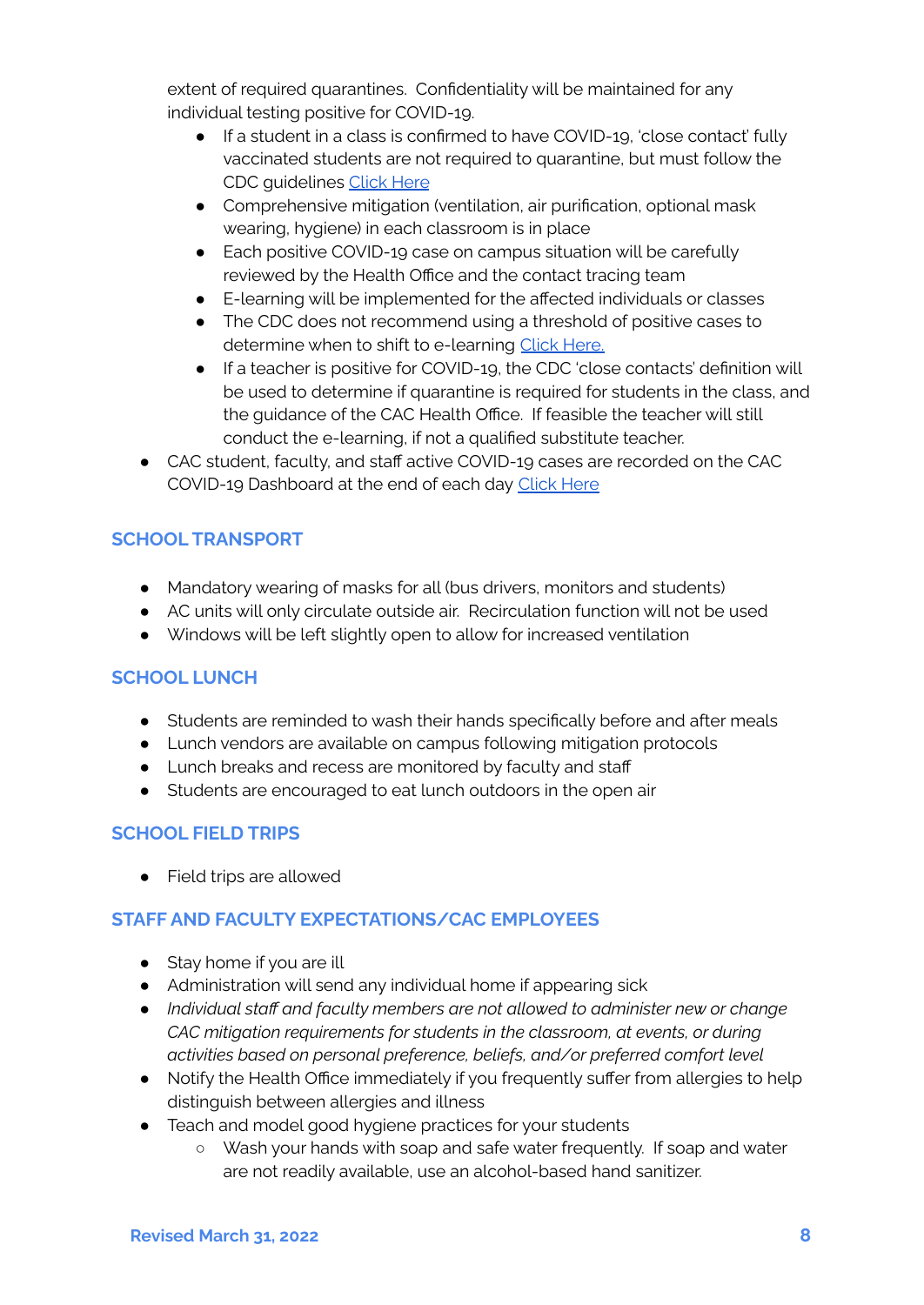extent of required quarantines. Confidentiality will be maintained for any individual testing positive for COVID-19.

- If a student in a class is confirmed to have COVID-19, 'close contact' fully vaccinated students are not required to quarantine, but must follow the CDC guidelines [Click Here]
- Comprehensive mitigation (ventilation, air purification, optional mask wearing, hygiene) in each classroom is in place
- Each positive COVID-19 case on campus situation will be carefully reviewed by the Health Office and the contact tracing team
- E-learning will be implemented for the affected individuals or classes
- The CDC does not recommend using a threshold of positive cases to determine when to shift to e-learning [Click Here.]
- If a teacher is positive for COVID-19, the CDC 'close contacts' definition will be used to determine if quarantine is required for students in the class, and the guidance of the CAC Health Office. If feasible the teacher will still conduct the e-learning, if not a qualified substitute teacher.

- CAC student, faculty, and staff active COVID-19 cases are recorded on the CAC COVID-19 Dashboard at the end of each day [Click Here]

## SCHOOL TRANSPORT

- Mandatory wearing of masks for all (bus drivers, monitors and students)
- AC units will only circulate outside air. Recirculation function will not be used
- Windows will be left slightly open to allow for increased ventilation

## SCHOOL LUNCH

- Students are reminded to wash their hands specifically before and after meals
- Lunch vendors are available on campus following mitigation protocols
- Lunch breaks and recess are monitored by faculty and staff
- Students are encouraged to eat lunch outdoors in the open air

## SCHOOL FIELD TRIPS

- Field trips are allowed

## STAFF AND FACULTY EXPECTATIONS/CAC EMPLOYEES

- Stay home if you are ill
- Administration will send any individual home if appearing sick
- *Individual staff and faculty members are not allowed to administer new or change CAC mitigation requirements for students in the classroom, at events, or during activities based on personal preference, beliefs, and/or preferred comfort level*
- Notify the Health Office immediately if you frequently suffer from allergies to help distinguish between allergies and illness
- Teach and model good hygiene practices for your students
  - Wash your hands with soap and safe water frequently. If soap and water are not readily available, use an alcohol-based hand sanitizer.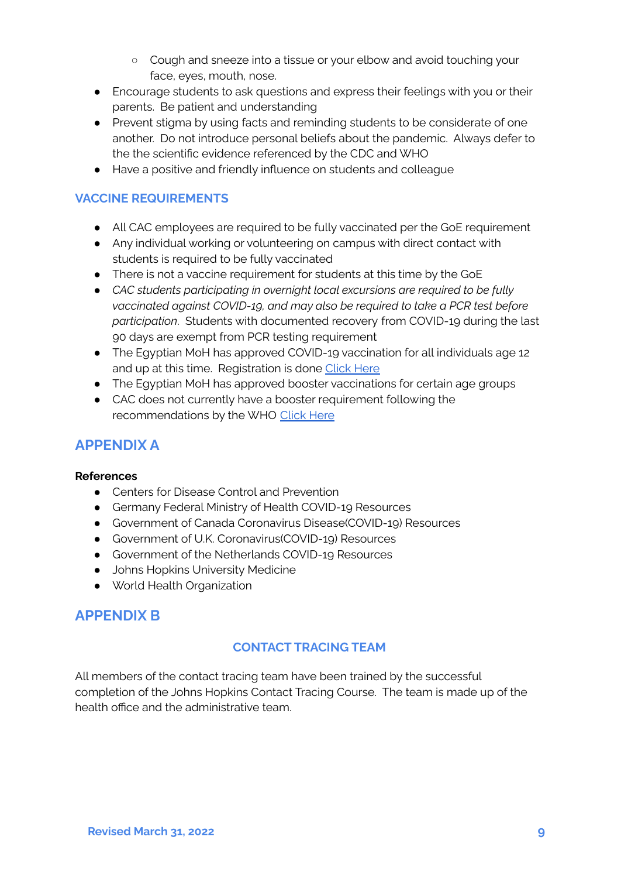- Cough and sneeze into a tissue or your elbow and avoid touching your face, eyes, mouth, nose.
- Encourage students to ask questions and express their feelings with you or their parents. Be patient and understanding
- Prevent stigma by using facts and reminding students to be considerate of one another. Do not introduce personal beliefs about the pandemic. Always defer to the the scientific evidence referenced by the CDC and WHO
- Have a positive and friendly influence on students and colleague

### VACCINE REQUIREMENTS

- All CAC employees are required to be fully vaccinated per the GoE requirement
- Any individual working or volunteering on campus with direct contact with students is required to be fully vaccinated
- There is not a vaccine requirement for students at this time by the GoE
- *CAC students participating in overnight local excursions are required to be fully vaccinated against COVID-19, and may also be required to take a PCR test before participation*. Students with documented recovery from COVID-19 during the last 90 days are exempt from PCR testing requirement
- The Egyptian MoH has approved COVID-19 vaccination for all individuals age 12 and up at this time. Registration is done Click Here
- The Egyptian MoH has approved booster vaccinations for certain age groups
- CAC does not currently have a booster requirement following the recommendations by the WHO Click Here

## APPENDIX A

**References**

- Centers for Disease Control and Prevention
- Germany Federal Ministry of Health COVID-19 Resources
- Government of Canada Coronavirus Disease(COVID-19) Resources
- Government of U.K. Coronavirus(COVID-19) Resources
- Government of the Netherlands COVID-19 Resources
- Johns Hopkins University Medicine
- World Health Organization

## APPENDIX B

### CONTACT TRACING TEAM

All members of the contact tracing team have been trained by the successful completion of the Johns Hopkins Contact Tracing Course. The team is made up of the health office and the administrative team.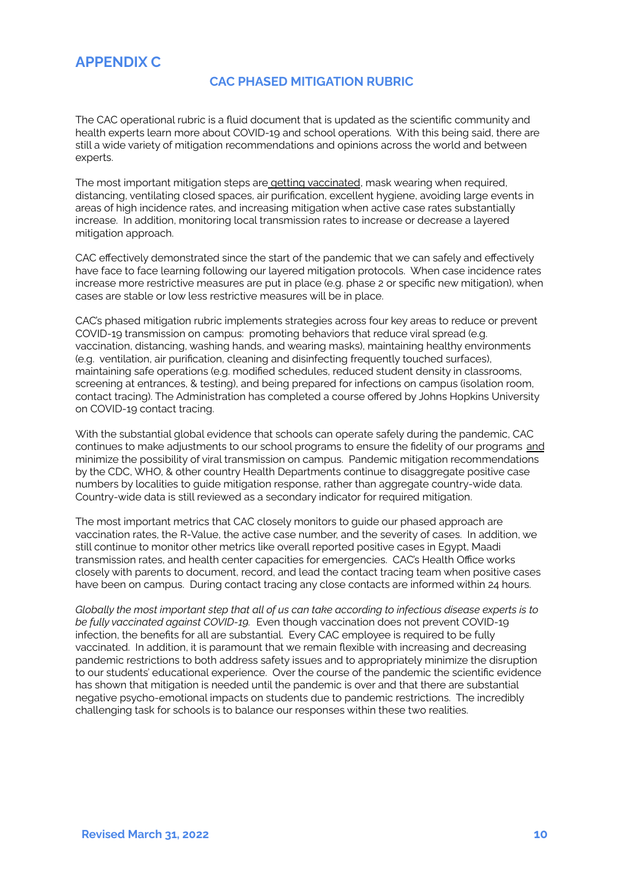# APPENDIX C

## CAC PHASED MITIGATION RUBRIC

The CAC operational rubric is a fluid document that is updated as the scientific community and health experts learn more about COVID-19 and school operations. With this being said, there are still a wide variety of mitigation recommendations and opinions across the world and between experts.

The most important mitigation steps are getting vaccinated, mask wearing when required, distancing, ventilating closed spaces, air purification, excellent hygiene, avoiding large events in areas of high incidence rates, and increasing mitigation when active case rates substantially increase. In addition, monitoring local transmission rates to increase or decrease a layered mitigation approach.

CAC effectively demonstrated since the start of the pandemic that we can safely and effectively have face to face learning following our layered mitigation protocols. When case incidence rates increase more restrictive measures are put in place (e.g. phase 2 or specific new mitigation), when cases are stable or low less restrictive measures will be in place.

CAC's phased mitigation rubric implements strategies across four key areas to reduce or prevent COVID-19 transmission on campus: promoting behaviors that reduce viral spread (e.g. vaccination, distancing, washing hands, and wearing masks), maintaining healthy environments (e.g. ventilation, air purification, cleaning and disinfecting frequently touched surfaces), maintaining safe operations (e.g. modified schedules, reduced student density in classrooms, screening at entrances, & testing), and being prepared for infections on campus (isolation room, contact tracing). The Administration has completed a course offered by Johns Hopkins University on COVID-19 contact tracing.

With the substantial global evidence that schools can operate safely during the pandemic, CAC continues to make adjustments to our school programs to ensure the fidelity of our programs and minimize the possibility of viral transmission on campus. Pandemic mitigation recommendations by the CDC, WHO, & other country Health Departments continue to disaggregate positive case numbers by localities to guide mitigation response, rather than aggregate country-wide data. Country-wide data is still reviewed as a secondary indicator for required mitigation.

The most important metrics that CAC closely monitors to guide our phased approach are vaccination rates, the R-Value, the active case number, and the severity of cases. In addition, we still continue to monitor other metrics like overall reported positive cases in Egypt, Maadi transmission rates, and health center capacities for emergencies. CAC's Health Office works closely with parents to document, record, and lead the contact tracing team when positive cases have been on campus. During contact tracing any close contacts are informed within 24 hours.

*Globally the most important step that all of us can take according to infectious disease experts is to be fully vaccinated against COVID-19.* Even though vaccination does not prevent COVID-19 infection, the benefits for all are substantial. Every CAC employee is required to be fully vaccinated. In addition, it is paramount that we remain flexible with increasing and decreasing pandemic restrictions to both address safety issues and to appropriately minimize the disruption to our students' educational experience. Over the course of the pandemic the scientific evidence has shown that mitigation is needed until the pandemic is over and that there are substantial negative psycho-emotional impacts on students due to pandemic restrictions. The incredibly challenging task for schools is to balance our responses within these two realities.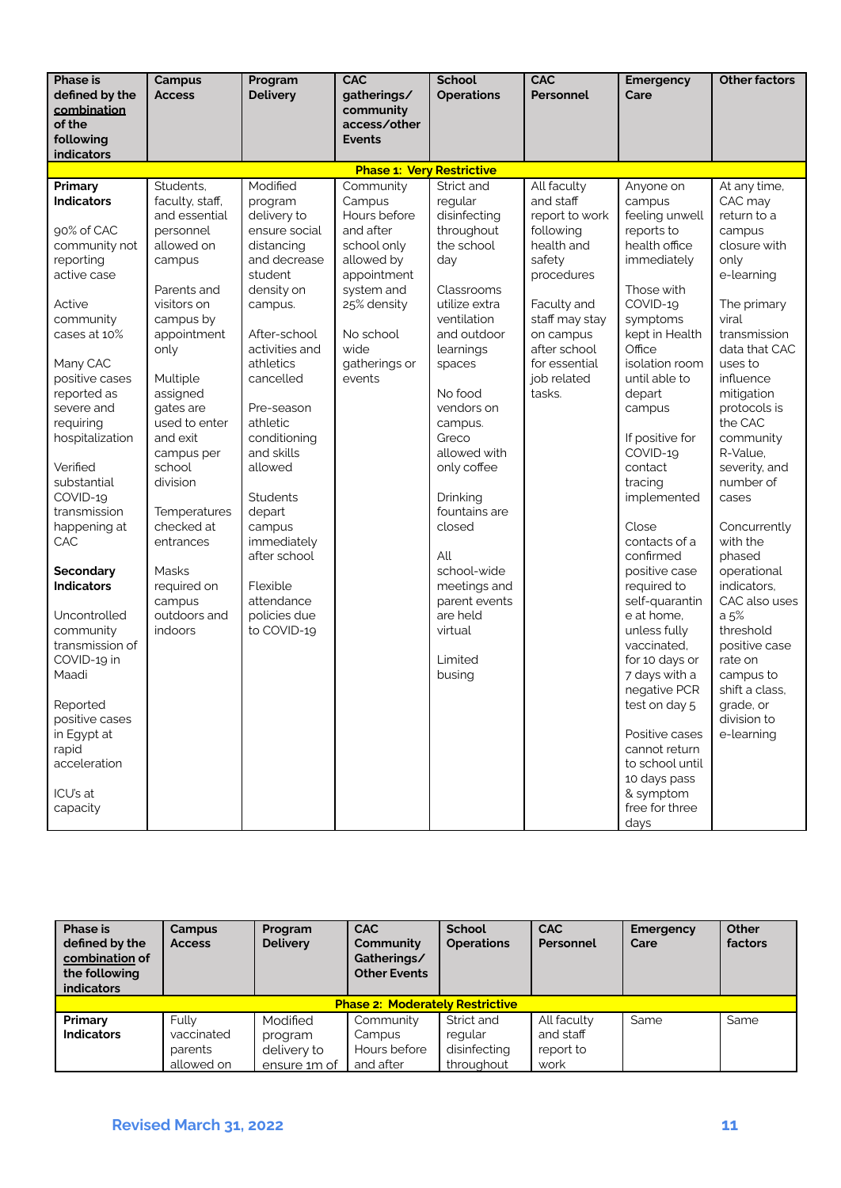| Phase is defined by the <u>combination</u> of the following indicators | Campus Access | Program Delivery | CAC gatherings/ community access/other Events | School Operations | CAC Personnel | Emergency Care | Other factors |
|---|---|---|---|---|---|---|---|
| **Phase 1: Very Restrictive** | | | | | | | |
| **Primary Indicators**<br><br>90% of CAC community not reporting active case<br><br>Active community cases at 10%<br><br>Many CAC positive cases reported as severe and requiring hospitalization<br><br>Verified substantial COVID-19 transmission happening at CAC<br><br>**Secondary Indicators**<br><br>Uncontrolled community transmission of COVID-19 in Maadi<br><br>Reported positive cases in Egypt at rapid acceleration<br><br>ICU's at capacity | Students, faculty, staff, and essential personnel allowed on campus<br><br>Parents and visitors on campus by appointment only<br><br>Multiple assigned gates are used to enter and exit campus per school division<br><br>Temperatures checked at entrances<br><br>Masks required on campus outdoors and indoors | Modified program delivery to ensure social distancing and decrease student density on campus.<br><br>After-school activities and athletics cancelled<br><br>Pre-season athletic conditioning and skills allowed<br><br>Students depart campus immediately after school<br><br>Flexible attendance policies due to COVID-19 | Community Campus Hours before and after school only allowed by appointment system and 25% density<br><br>No school wide gatherings or events | Strict and regular disinfecting throughout the school day<br><br>Classrooms utilize extra ventilation and outdoor learnings spaces<br><br>No food vendors on campus. Greco allowed with only coffee<br><br>Drinking fountains are closed<br><br>All school-wide meetings and parent events are held virtual<br><br>Limited busing | All faculty and staff report to work following health and safety procedures<br><br>Faculty and staff may stay on campus after school for essential job related tasks. | Anyone on campus feeling unwell reports to health office immediately<br><br>Those with COVID-19 symptoms kept in Health Office isolation room until able to depart campus<br><br>If positive for COVID-19 contact tracing implemented<br><br>Close contacts of a confirmed positive case required to self-quarantine at home, unless fully vaccinated, for 10 days or 7 days with a negative PCR test on day 5<br><br>Positive cases cannot return to school until 10 days pass & symptom free for three days | At any time, CAC may return to a campus closure with only e-learning<br><br>The primary viral transmission data that CAC uses to influence mitigation protocols is the CAC community R-Value, severity, and number of cases<br><br>Concurrently with the phased operational indicators, CAC also uses a 5% threshold positive case rate on campus to shift a class, grade, or division to e-learning |

| Phase is defined by the <u>combination</u> of the following indicators | Campus Access | Program Delivery | CAC Community Gatherings/ Other Events | School Operations | CAC Personnel | Emergency Care | Other factors |
|---|---|---|---|---|---|---|---|
| **Phase 2: Moderately Restrictive** | | | | | | | |
| **Primary Indicators** | Fully vaccinated parents allowed on | Modified program delivery to ensure 1m of | Community Campus Hours before and after | Strict and regular disinfecting throughout | All faculty and staff report to work | Same | Same |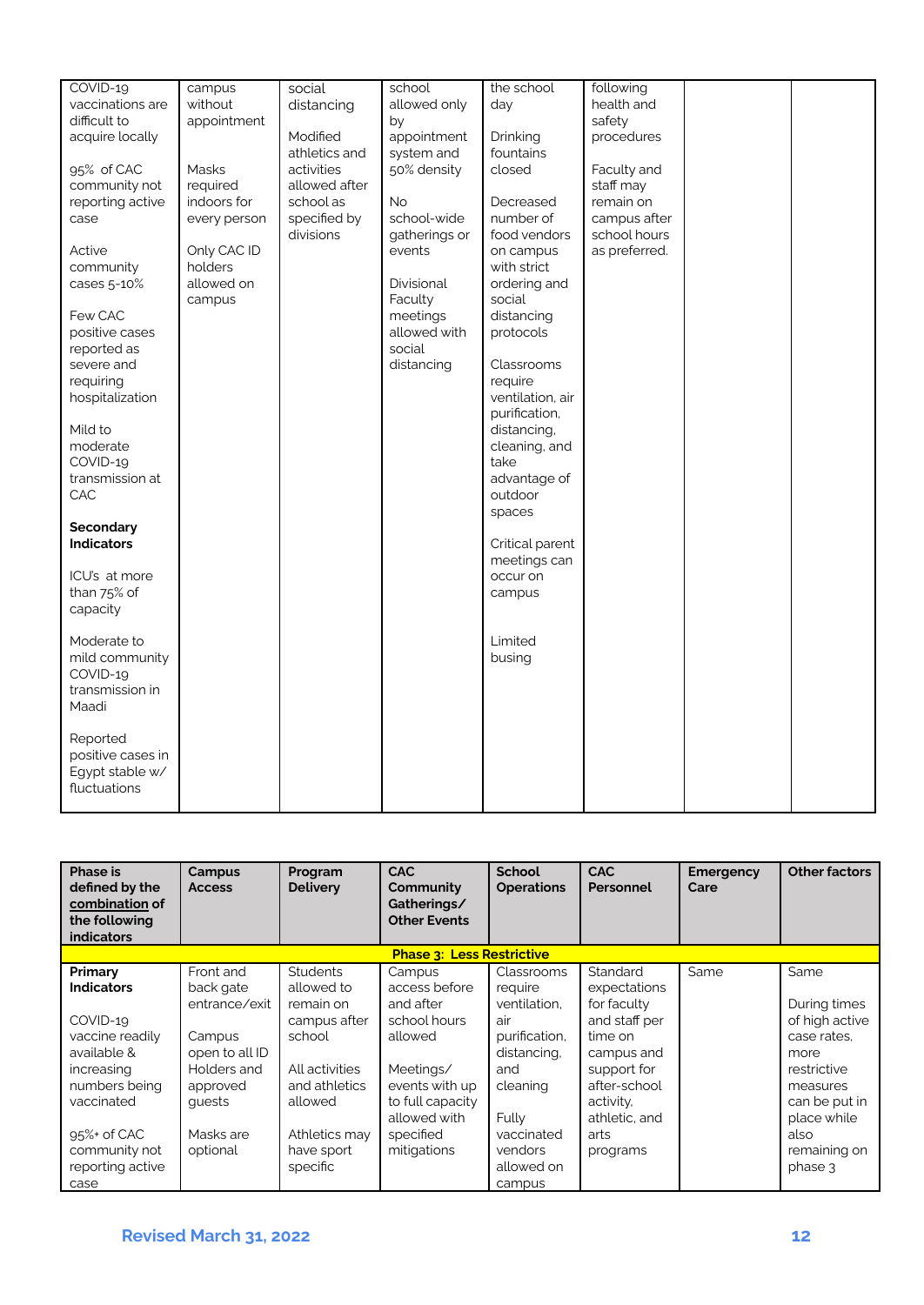| | | | | | | | |
|---|---|---|---|---|---|---|---|
| COVID-19 vaccinations are difficult to acquire locally<br><br>95% of CAC community not reporting active case<br><br>Active community cases 5-10%<br><br>Few CAC positive cases reported as severe and requiring hospitalization<br><br>Mild to moderate COVID-19 transmission at CAC<br><br>**Secondary Indicators**<br><br>ICU's at more than 75% of capacity<br><br>Moderate to mild community COVID-19 transmission in Maadi<br><br>Reported positive cases in Egypt stable w/ fluctuations | campus without appointment<br><br>Masks required indoors for every person<br><br>Only CAC ID holders allowed on campus | social distancing<br><br>Modified athletics and activities allowed after school as specified by divisions | school allowed only by appointment system and 50% density<br><br>No school-wide gatherings or events<br><br>Divisional Faculty meetings allowed with social distancing | the school day<br><br>Drinking fountains closed<br><br>Decreased number of food vendors on campus with strict ordering and social distancing protocols<br><br>Classrooms require ventilation, air purification, distancing, cleaning, and take advantage of outdoor spaces<br><br>Critical parent meetings can occur on campus<br><br>Limited busing | following health and safety procedures<br><br>Faculty and staff may remain on campus after school hours as preferred. | | |

| Phase is defined by the <u>combination</u> of the following indicators | Campus Access | Program Delivery | CAC Community Gatherings/ Other Events | School Operations | CAC Personnel | Emergency Care | Other factors |
|---|---|---|---|---|---|---|---|
| **Phase 3: Less Restrictive** | | | | | | | |
| **Primary Indicators**<br><br>COVID-19 vaccine readily available & increasing numbers being vaccinated<br><br>95%+ of CAC community not reporting active case | Front and back gate entrance/exit<br><br>Campus open to all ID Holders and approved guests<br><br>Masks are optional | Students allowed to remain on campus after school<br><br>All activities and athletics allowed<br><br>Athletics may have sport specific | Campus access before and after school hours allowed<br><br>Meetings/ events with up to full capacity allowed with specified mitigations | Classrooms require ventilation, air purification, distancing, and cleaning<br><br>Fully vaccinated vendors allowed on campus | Standard expectations for faculty and staff per time on campus and support for after-school activity, athletic, and arts programs | Same | Same<br><br>During times of high active case rates, more restrictive measures can be put in place while also remaining on phase 3 |

Revised March 31, 2022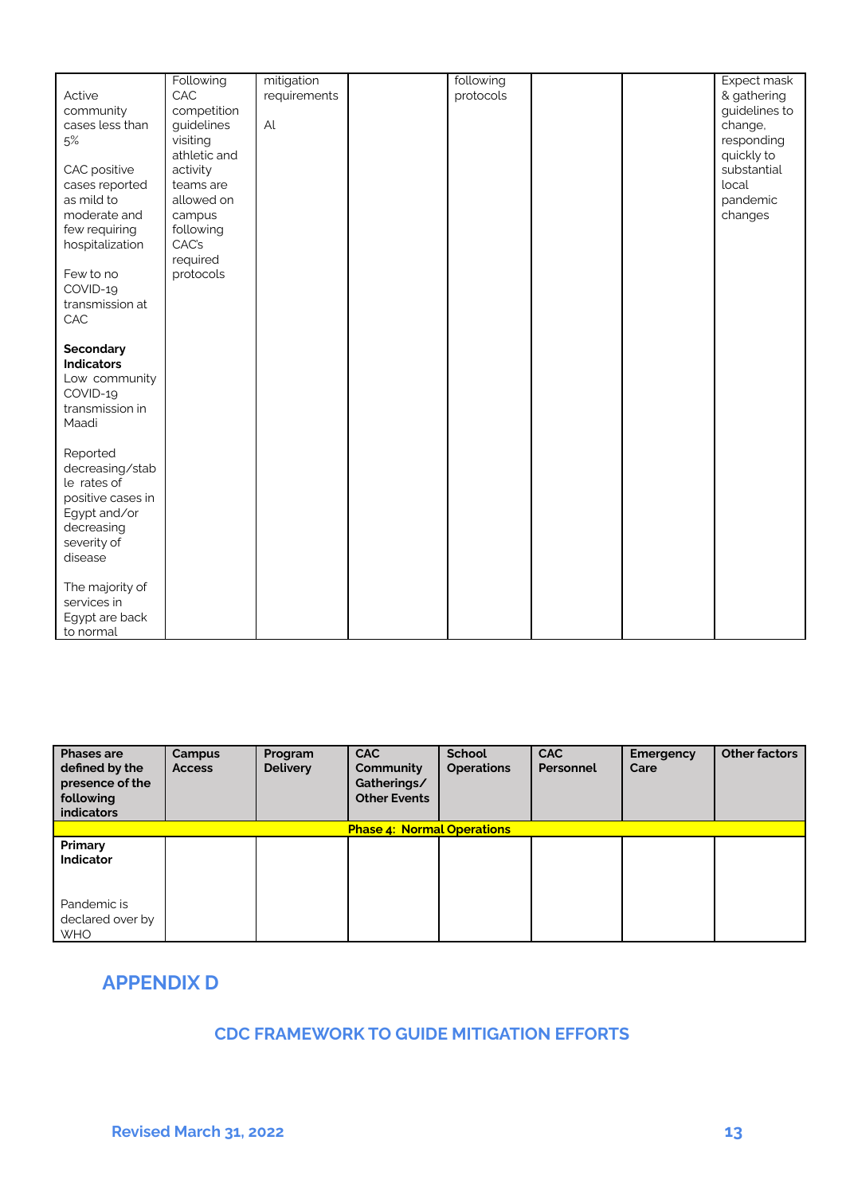| | | | | | | | |
|---|---|---|---|---|---|---|---|
| Active community cases less than 5%<br><br>CAC positive cases reported as mild to moderate and few requiring hospitalization<br><br>Few to no COVID-19 transmission at CAC<br><br>**Secondary Indicators**<br>Low community COVID-19 transmission in Maadi<br><br>Reported decreasing/stable rates of positive cases in Egypt and/or decreasing severity of disease<br><br>The majority of services in Egypt are back to normal | Following CAC competition guidelines visiting athletic and activity teams are allowed on campus following CAC's required protocols | mitigation requirements<br><br>AI | | following protocols | | | Expect mask & gathering guidelines to change, responding quickly to substantial local pandemic changes |

| Phases are defined by the presence of the following indicators | Campus Access | Program Delivery | CAC Community Gatherings/ Other Events | School Operations | CAC Personnel | Emergency Care | Other factors |
|---|---|---|---|---|---|---|---|
| | | | **Phase 4: Normal Operations** | | | | |
| **Primary Indicator**<br><br>Pandemic is declared over by WHO | | | | | | | |

## APPENDIX D

### CDC FRAMEWORK TO GUIDE MITIGATION EFFORTS

Revised March 31, 2022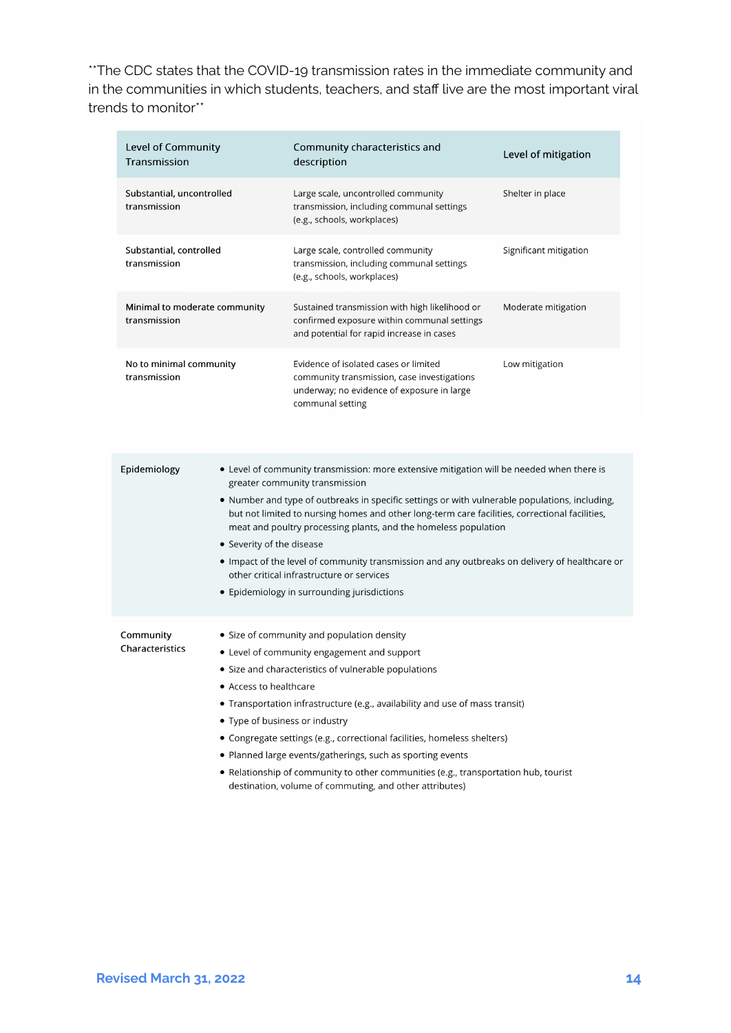**The CDC states that the COVID-19 transmission rates in the immediate community and in the communities in which students, teachers, and staff live are the most important viral trends to monitor**

| Level of Community Transmission | Community characteristics and description | Level of mitigation |
|---|---|---|
| Substantial, uncontrolled transmission | Large scale, uncontrolled community transmission, including communal settings (e.g., schools, workplaces) | Shelter in place |
| Substantial, controlled transmission | Large scale, controlled community transmission, including communal settings (e.g., schools, workplaces) | Significant mitigation |
| Minimal to moderate community transmission | Sustained transmission with high likelihood or confirmed exposure within communal settings and potential for rapid increase in cases | Moderate mitigation |
| No to minimal community transmission | Evidence of isolated cases or limited community transmission, case investigations underway; no evidence of exposure in large communal setting | Low mitigation |

| | |
|---|---|
| Epidemiology | • Level of community transmission: more extensive mitigation will be needed when there is greater community transmission<br>• Number and type of outbreaks in specific settings or with vulnerable populations, including, but not limited to nursing homes and other long-term care facilities, correctional facilities, meat and poultry processing plants, and the homeless population<br>• Severity of the disease<br>• Impact of the level of community transmission and any outbreaks on delivery of healthcare or other critical infrastructure or services<br>• Epidemiology in surrounding jurisdictions |
| Community Characteristics | • Size of community and population density<br>• Level of community engagement and support<br>• Size and characteristics of vulnerable populations<br>• Access to healthcare<br>• Transportation infrastructure (e.g., availability and use of mass transit)<br>• Type of business or industry<br>• Congregate settings (e.g., correctional facilities, homeless shelters)<br>• Planned large events/gatherings, such as sporting events<br>• Relationship of community to other communities (e.g., transportation hub, tourist destination, volume of commuting, and other attributes) |

Revised March 31, 2022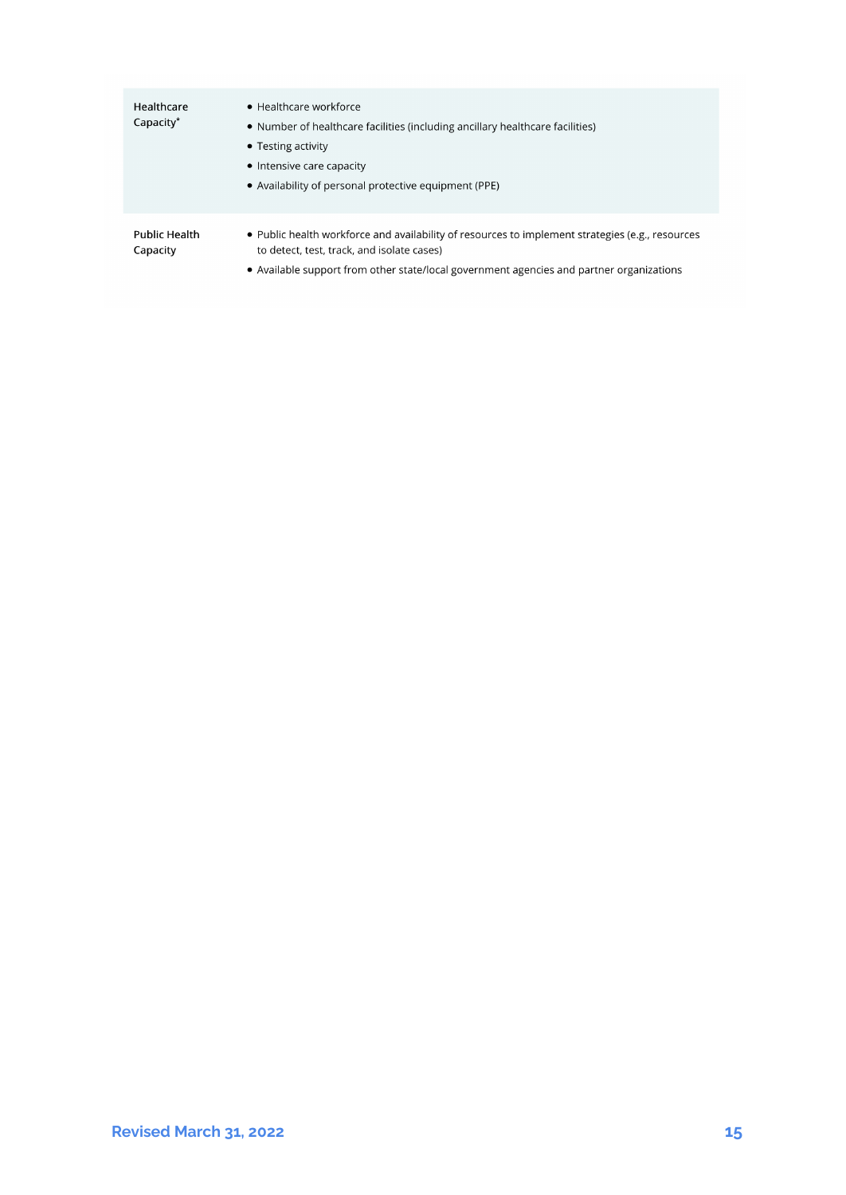| | |
|---|---|
| Healthcare Capacity* | • Healthcare workforce<br>• Number of healthcare facilities (including ancillary healthcare facilities)<br>• Testing activity<br>• Intensive care capacity<br>• Availability of personal protective equipment (PPE) |
| Public Health Capacity | • Public health workforce and availability of resources to implement strategies (e.g., resources to detect, test, track, and isolate cases)<br>• Available support from other state/local government agencies and partner organizations |